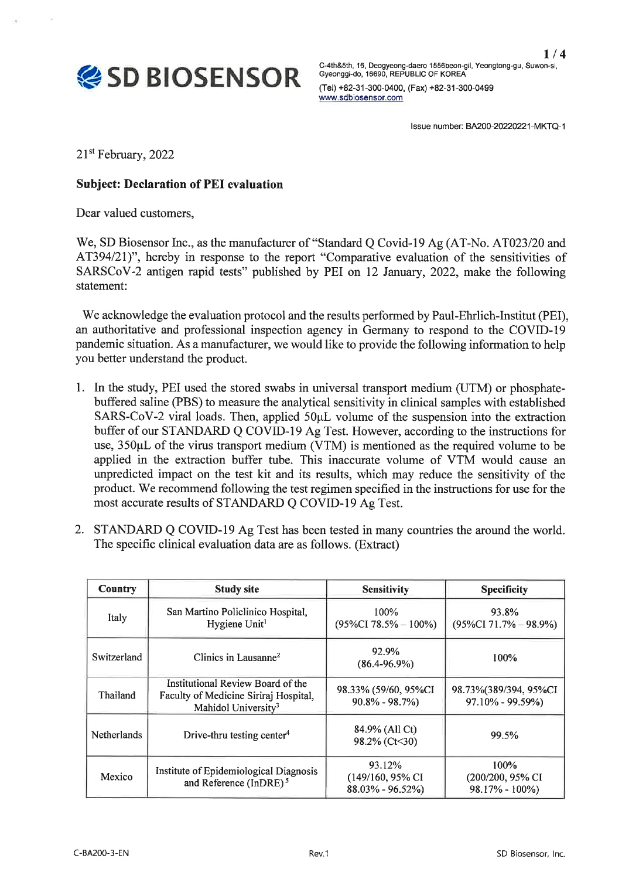**SD BIOSENSOR**

C-4th&5th, 16, Deogyeong-daero 1556beon-gil, Yeongtong-gu, Suwon-si, Gyeonggi-do, 16690, REPUBLIC OF KOREA
(Tel) +82-31-300-0400, (Fax) +82-31-300-0499
www.sdbiosensor.com

Issue number: BA200-20220221-MKTQ-1

21st February, 2022

**Subject: Declaration of PEI evaluation**

Dear valued customers,

We, SD Biosensor Inc., as the manufacturer of "Standard Q Covid-19 Ag (AT-No. AT023/20 and AT394/21)", hereby in response to the report "Comparative evaluation of the sensitivities of SARSCoV-2 antigen rapid tests" published by PEI on 12 January, 2022, make the following statement:

We acknowledge the evaluation protocol and the results performed by Paul-Ehrlich-Institut (PEI), an authoritative and professional inspection agency in Germany to respond to the COVID-19 pandemic situation. As a manufacturer, we would like to provide the following information to help you better understand the product.

1. In the study, PEI used the stored swabs in universal transport medium (UTM) or phosphate-buffered saline (PBS) to measure the analytical sensitivity in clinical samples with established SARS-CoV-2 viral loads. Then, applied 50μL volume of the suspension into the extraction buffer of our STANDARD Q COVID-19 Ag Test. However, according to the instructions for use, 350μL of the virus transport medium (VTM) is mentioned as the required volume to be applied in the extraction buffer tube. This inaccurate volume of VTM would cause an unpredicted impact on the test kit and its results, which may reduce the sensitivity of the product. We recommend following the test regimen specified in the instructions for use for the most accurate results of STANDARD Q COVID-19 Ag Test.

2. STANDARD Q COVID-19 Ag Test has been tested in many countries the around the world. The specific clinical evaluation data are as follows. (Extract)

| Country | Study site | Sensitivity | Specificity |
|---|---|---|---|
| Italy | San Martino Policlinico Hospital, Hygiene Unit[1] | 100% (95%CI 78.5% – 100%) | 93.8% (95%CI 71.7% – 98.9%) |
| Switzerland | Clinics in Lausanne[2] | 92.9% (86.4-96.9%) | 100% |
| Thailand | Institutional Review Board of the Faculty of Medicine Siriraj Hospital, Mahidol University[3] | 98.33% (59/60, 95%CI 90.8% - 98.7%) | 98.73%(389/394, 95%CI 97.10% - 99.59%) |
| Netherlands | Drive-thru testing center[4] | 84.9% (All Ct) 98.2% (Ct<30) | 99.5% |
| Mexico | Institute of Epidemiological Diagnosis and Reference (InDRE)[5] | 93.12% (149/160, 95% CI 88.03% - 96.52%) | 100% (200/200, 95% CI 98.17% - 100%) |

C-BA200-3-EN Rev.1 SD Biosensor, Inc.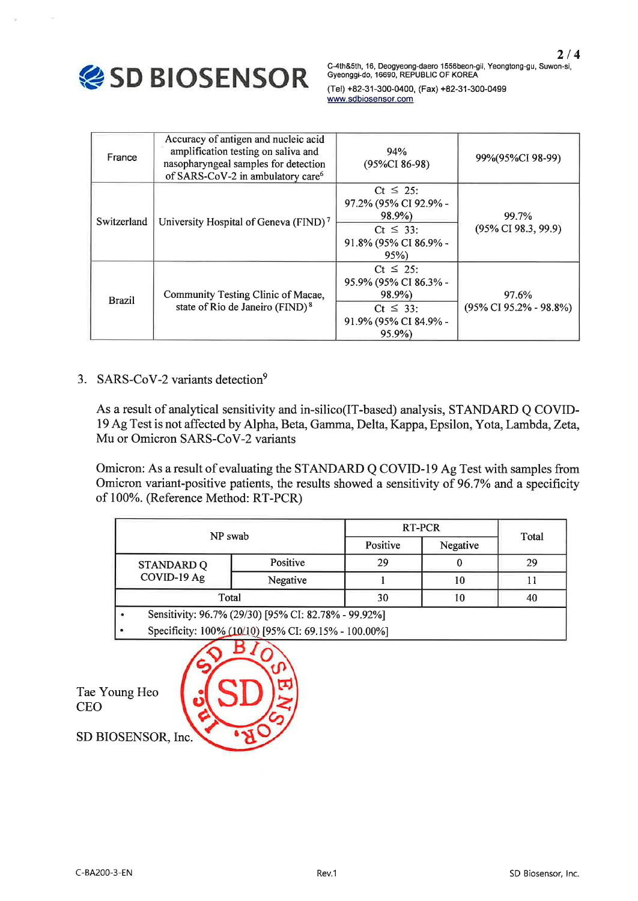| France | Accuracy of antigen and nucleic acid amplification testing on saliva and nasopharyngeal samples for detection of SARS-CoV-2 in ambulatory care[6] | 94% (95%CI 86-98) | 99%(95%CI 98-99) |
|---|---|---|---|
| Switzerland | University Hospital of Geneva (FIND)[7] | Ct ≤ 25: 97.2% (95% CI 92.9% - 98.9%) | 99.7% (95% CI 98.3, 99.9) |
| | | Ct ≤ 33: 91.8% (95% CI 86.9% - 95%) | |
| Brazil | Community Testing Clinic of Macae, state of Rio de Janeiro (FIND)[8] | Ct ≤ 25: 95.9% (95% CI 86.3% - 98.9%) | 97.6% (95% CI 95.2% - 98.8%) |
| | | Ct ≤ 33: 91.9% (95% CI 84.9% - 95.9%) | |

3. SARS-CoV-2 variants detection[9]

As a result of analytical sensitivity and in-silico(IT-based) analysis, STANDARD Q COVID-19 Ag Test is not affected by Alpha, Beta, Gamma, Delta, Kappa, Epsilon, Yota, Lambda, Zeta, Mu or Omicron SARS-CoV-2 variants

Omicron: As a result of evaluating the STANDARD Q COVID-19 Ag Test with samples from Omicron variant-positive patients, the results showed a sensitivity of 96.7% and a specificity of 100%. (Reference Method: RT-PCR)

| NP swab | | RT-PCR | | Total |
|---|---|---|---|---|
| | | Positive | Negative | |
| STANDARD Q COVID-19 Ag | Positive | 29 | 0 | 29 |
| | Negative | 1 | 10 | 11 |
| Total | | 30 | 10 | 40 |

- Sensitivity: 96.7% (29/30) [95% CI: 82.78% - 99.92%]
- Specificity: 100% (10/10) [95% CI: 69.15% - 100.00%]

Tae Young Heo
CEO

SD BIOSENSOR, Inc.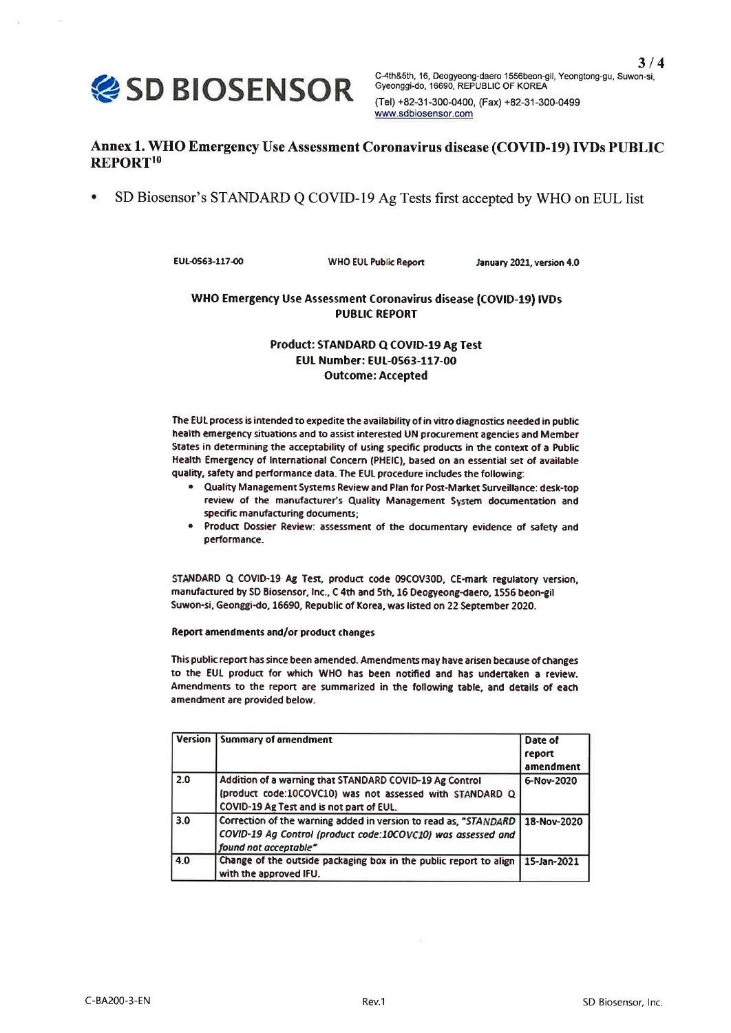# Annex 1. WHO Emergency Use Assessment Coronavirus disease (COVID-19) IVDs PUBLIC REPORT[10]

- SD Biosensor's STANDARD Q COVID-19 Ag Tests first accepted by WHO on EUL list

EUL-0563-117-00 WHO EUL Public Report January 2021, version 4.0

## WHO Emergency Use Assessment Coronavirus disease (COVID-19) IVDs PUBLIC REPORT

**Product: STANDARD Q COVID-19 Ag Test**
**EUL Number: EUL-0563-117-00**
**Outcome: Accepted**

The EUL process is intended to expedite the availability of in vitro diagnostics needed in public health emergency situations and to assist interested UN procurement agencies and Member States in determining the acceptability of using specific products in the context of a Public Health Emergency of International Concern (PHEIC), based on an essential set of available quality, safety and performance data. The EUL procedure includes the following:

- Quality Management Systems Review and Plan for Post-Market Surveillance: desk-top review of the manufacturer's Quality Management System documentation and specific manufacturing documents;
- Product Dossier Review: assessment of the documentary evidence of safety and performance.

STANDARD Q COVID-19 Ag Test, product code 09COV30D, CE-mark regulatory version, manufactured by SD Biosensor, Inc., C 4th and 5th, 16 Deogyeong-daero, 1556 beon-gil Suwon-si, Geonggi-do, 16690, Republic of Korea, was listed on 22 September 2020.

**Report amendments and/or product changes**

This public report has since been amended. Amendments may have arisen because of changes to the EUL product for which WHO has been notified and has undertaken a review. Amendments to the report are summarized in the following table, and details of each amendment are provided below.

| Version | Summary of amendment | Date of report amendment |
|---|---|---|
| 2.0 | Addition of a warning that STANDARD COVID-19 Ag Control (product code:10COVC10) was not assessed with STANDARD Q COVID-19 Ag Test and is not part of EUL. | 6-Nov-2020 |
| 3.0 | Correction of the warning added in version to read as, "*STANDARD COVID-19 Ag Control (product code:10COVC10) was assessed and found not acceptable*" | 18-Nov-2020 |
| 4.0 | Change of the outside packaging box in the public report to align with the approved IFU. | 15-Jan-2021 |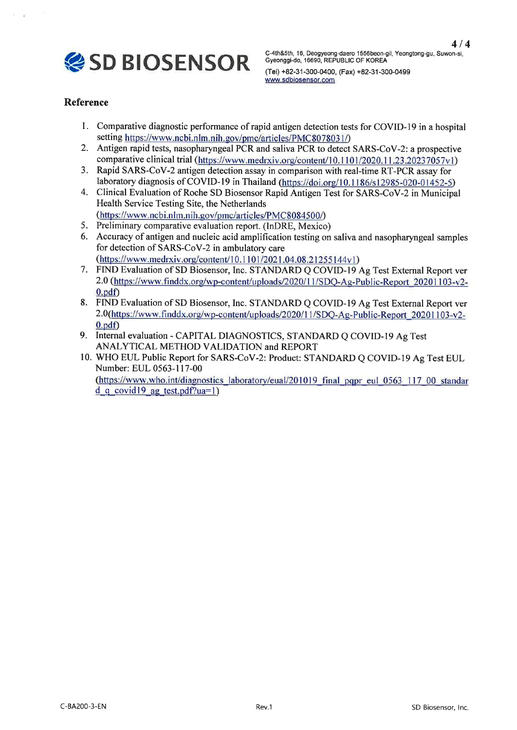## Reference

1. Comparative diagnostic performance of rapid antigen detection tests for COVID-19 in a hospital setting https://www.ncbi.nlm.nih.gov/pmc/articles/PMC8078031/)
2. Antigen rapid tests, nasopharyngeal PCR and saliva PCR to detect SARS-CoV-2: a prospective comparative clinical trial (https://www.medrxiv.org/content/10.1101/2020.11.23.20237057v1)
3. Rapid SARS-CoV-2 antigen detection assay in comparison with real-time RT-PCR assay for laboratory diagnosis of COVID-19 in Thailand (https://doi.org/10.1186/s12985-020-01452-5)
4. Clinical Evaluation of Roche SD Biosensor Rapid Antigen Test for SARS-CoV-2 in Municipal Health Service Testing Site, the Netherlands (https://www.ncbi.nlm.nih.gov/pmc/articles/PMC8084500/)
5. Preliminary comparative evaluation report. (InDRE, Mexico)
6. Accuracy of antigen and nucleic acid amplification testing on saliva and nasopharyngeal samples for detection of SARS-CoV-2 in ambulatory care (https://www.medrxiv.org/content/10.1101/2021.04.08.21255144v1)
7. FIND Evaluation of SD Biosensor, Inc. STANDARD Q COVID-19 Ag Test External Report ver 2.0 (https://www.finddx.org/wp-content/uploads/2020/11/SDQ-Ag-Public-Report_20201103-v2-0.pdf)
8. FIND Evaluation of SD Biosensor, Inc. STANDARD Q COVID-19 Ag Test External Report ver 2.0(https://www.finddx.org/wp-content/uploads/2020/11/SDQ-Ag-Public-Report_20201103-v2-0.pdf)
9. Internal evaluation - CAPITAL DIAGNOSTICS, STANDARD Q COVID-19 Ag Test ANALYTICAL METHOD VALIDATION and REPORT
10. WHO EUL Public Report for SARS-CoV-2: Product: STANDARD Q COVID-19 Ag Test EUL Number: EUL 0563-117-00 (https://www.who.int/diagnostics_laboratory/eual/201019_final_pqpr_eul_0563_117_00_standard_q_covid19_ag_test.pdf?ua=1)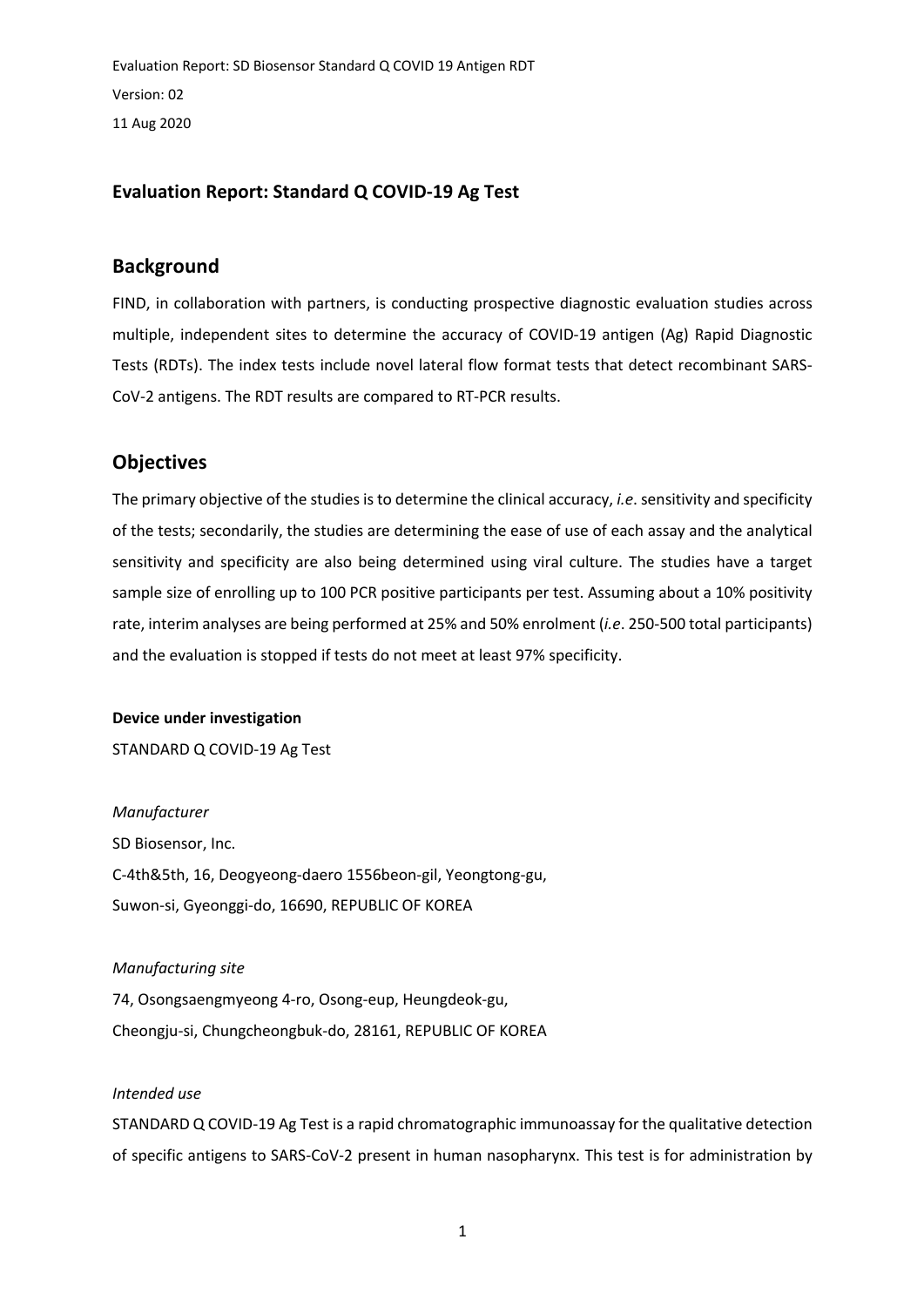## Evaluation Report: Standard Q COVID-19 Ag Test

## Background

FIND, in collaboration with partners, is conducting prospective diagnostic evaluation studies across multiple, independent sites to determine the accuracy of COVID-19 antigen (Ag) Rapid Diagnostic Tests (RDTs). The index tests include novel lateral flow format tests that detect recombinant SARS-CoV-2 antigens. The RDT results are compared to RT-PCR results.

## Objectives

The primary objective of the studies is to determine the clinical accuracy, *i.e*. sensitivity and specificity of the tests; secondarily, the studies are determining the ease of use of each assay and the analytical sensitivity and specificity are also being determined using viral culture. The studies have a target sample size of enrolling up to 100 PCR positive participants per test. Assuming about a 10% positivity rate, interim analyses are being performed at 25% and 50% enrolment (*i.e*. 250-500 total participants) and the evaluation is stopped if tests do not meet at least 97% specificity.

**Device under investigation**

STANDARD Q COVID-19 Ag Test

*Manufacturer*

SD Biosensor, Inc.
C-4th&5th, 16, Deogyeong-daero 1556beon-gil, Yeongtong-gu,
Suwon-si, Gyeonggi-do, 16690, REPUBLIC OF KOREA

*Manufacturing site*

74, Osongsaengmyeong 4-ro, Osong-eup, Heungdeok-gu,
Cheongju-si, Chungcheongbuk-do, 28161, REPUBLIC OF KOREA

*Intended use*

STANDARD Q COVID-19 Ag Test is a rapid chromatographic immunoassay for the qualitative detection of specific antigens to SARS-CoV-2 present in human nasopharynx. This test is for administration by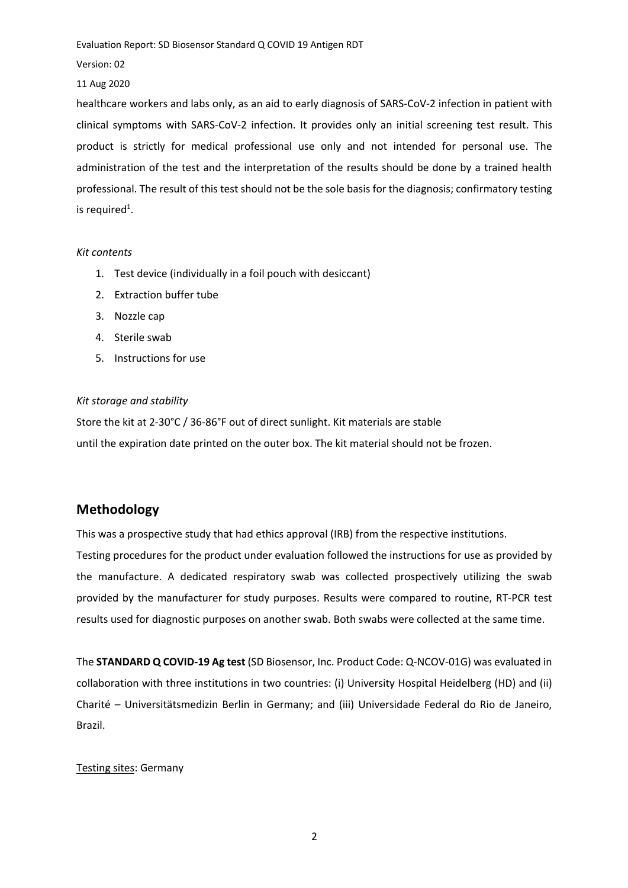healthcare workers and labs only, as an aid to early diagnosis of SARS-CoV-2 infection in patient with clinical symptoms with SARS-CoV-2 infection. It provides only an initial screening test result. This product is strictly for medical professional use only and not intended for personal use. The administration of the test and the interpretation of the results should be done by a trained health professional. The result of this test should not be the sole basis for the diagnosis; confirmatory testing is required[1].

*Kit contents*

1. Test device (individually in a foil pouch with desiccant)
2. Extraction buffer tube
3. Nozzle cap
4. Sterile swab
5. Instructions for use

*Kit storage and stability*

Store the kit at 2-30°C / 36-86°F out of direct sunlight. Kit materials are stable until the expiration date printed on the outer box. The kit material should not be frozen.

## Methodology

This was a prospective study that had ethics approval (IRB) from the respective institutions.
Testing procedures for the product under evaluation followed the instructions for use as provided by the manufacture. A dedicated respiratory swab was collected prospectively utilizing the swab provided by the manufacturer for study purposes. Results were compared to routine, RT-PCR test results used for diagnostic purposes on another swab. Both swabs were collected at the same time.

The **STANDARD Q COVID-19 Ag test** (SD Biosensor, Inc. Product Code: Q-NCOV-01G) was evaluated in collaboration with three institutions in two countries: (i) University Hospital Heidelberg (HD) and (ii) Charité – Universitätsmedizin Berlin in Germany; and (iii) Universidade Federal do Rio de Janeiro, Brazil.

Testing sites: Germany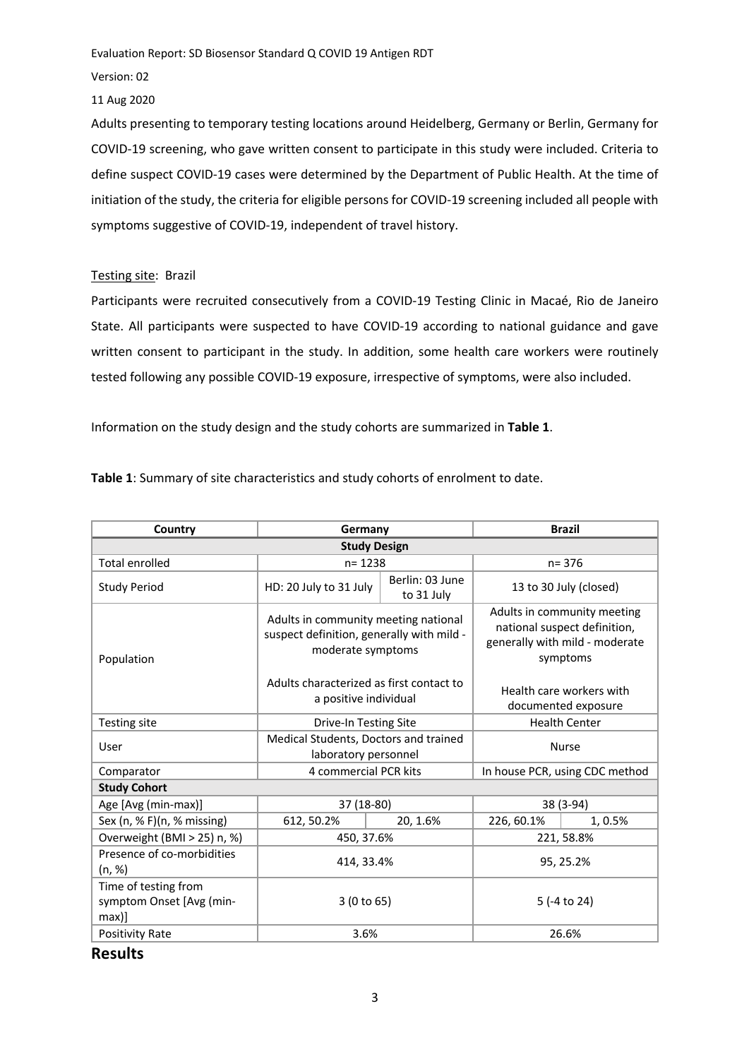Adults presenting to temporary testing locations around Heidelberg, Germany or Berlin, Germany for COVID-19 screening, who gave written consent to participate in this study were included. Criteria to define suspect COVID-19 cases were determined by the Department of Public Health. At the time of initiation of the study, the criteria for eligible persons for COVID-19 screening included all people with symptoms suggestive of COVID-19, independent of travel history.

Testing site: Brazil

Participants were recruited consecutively from a COVID-19 Testing Clinic in Macaé, Rio de Janeiro State. All participants were suspected to have COVID-19 according to national guidance and gave written consent to participant in the study. In addition, some health care workers were routinely tested following any possible COVID-19 exposure, irrespective of symptoms, were also included.

Information on the study design and the study cohorts are summarized in **Table 1**.

**Table 1**: Summary of site characteristics and study cohorts of enrolment to date.

| Country | Germany | | Brazil | |
|---|---|---|---|---|
| **Study Design** | | | | |
| Total enrolled | n= 1238 | | n= 376 | |
| Study Period | HD: 20 July to 31 July | Berlin: 03 June to 31 July | 13 to 30 July (closed) | |
| Population | Adults in community meeting national suspect definition, generally with mild - moderate symptoms<br><br>Adults characterized as first contact to a positive individual | | Adults in community meeting national suspect definition, generally with mild - moderate symptoms<br><br>Health care workers with documented exposure | |
| Testing site | Drive-In Testing Site | | Health Center | |
| User | Medical Students, Doctors and trained laboratory personnel | | Nurse | |
| Comparator | 4 commercial PCR kits | | In house PCR, using CDC method | |
| **Study Cohort** | | | | |
| Age [Avg (min-max)] | 37 (18-80) | | 38 (3-94) | |
| Sex (n, % F)(n, % missing) | 612, 50.2% | 20, 1.6% | 226, 60.1% | 1, 0.5% |
| Overweight (BMI > 25) n, %) | 450, 37.6% | | 221, 58.8% | |
| Presence of co-morbidities (n, %) | 414, 33.4% | | 95, 25.2% | |
| Time of testing from symptom Onset [Avg (min-max)] | 3 (0 to 65) | | 5 (-4 to 24) | |
| Positivity Rate | 3.6% | | 26.6% | |

## Results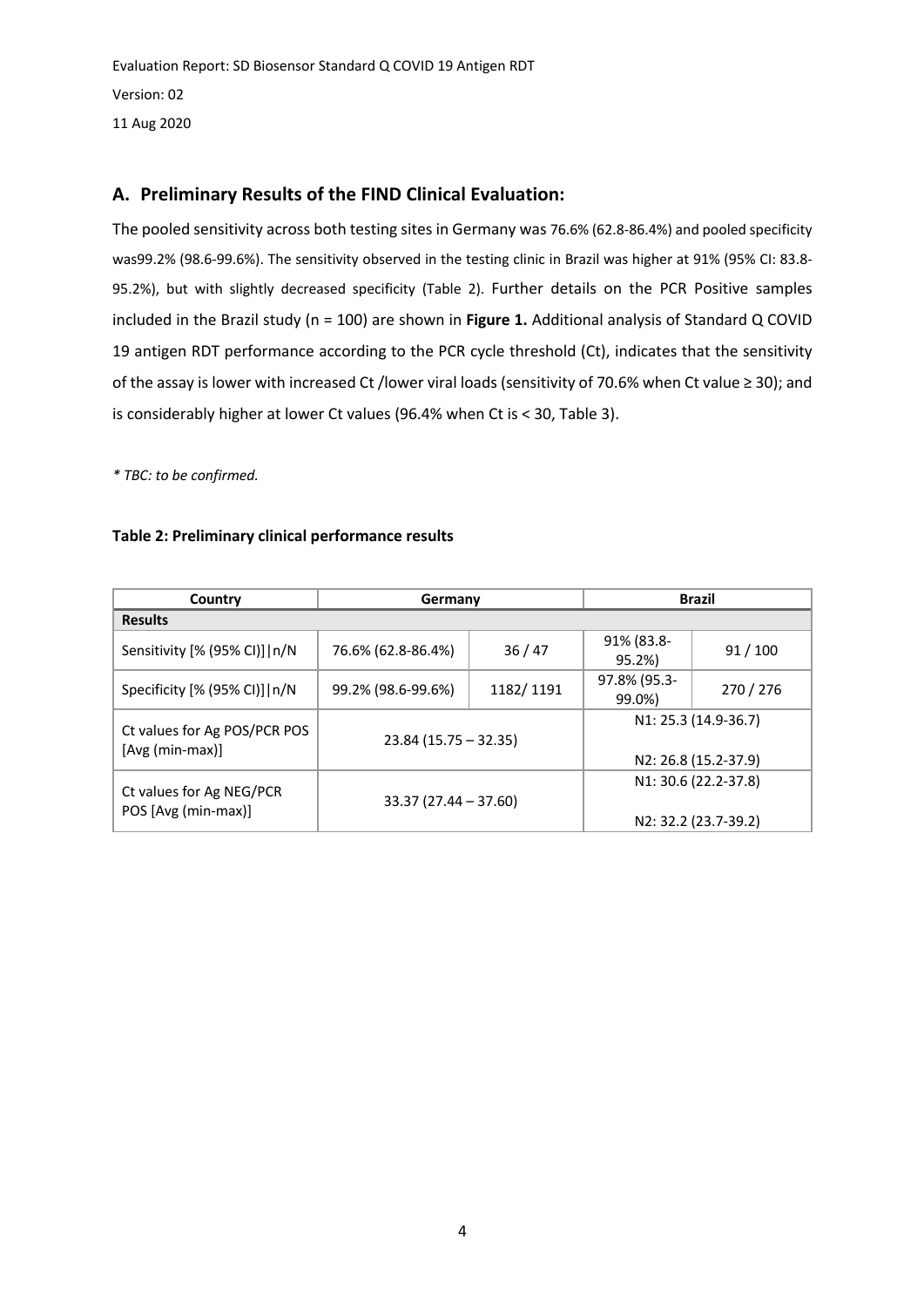## A. Preliminary Results of the FIND Clinical Evaluation:

The pooled sensitivity across both testing sites in Germany was 76.6% (62.8-86.4%) and pooled specificity was99.2% (98.6-99.6%). The sensitivity observed in the testing clinic in Brazil was higher at 91% (95% CI: 83.8-95.2%), but with slightly decreased specificity (Table 2). Further details on the PCR Positive samples included in the Brazil study (n = 100) are shown in **Figure 1.** Additional analysis of Standard Q COVID 19 antigen RDT performance according to the PCR cycle threshold (Ct), indicates that the sensitivity of the assay is lower with increased Ct /lower viral loads (sensitivity of 70.6% when Ct value ≥ 30); and is considerably higher at lower Ct values (96.4% when Ct is < 30, Table 3).

*\* TBC: to be confirmed.*

**Table 2: Preliminary clinical performance results**

| Country | Germany | | Brazil | |
|---|---|---|---|---|
| **Results** | | | | |
| Sensitivity [% (95% CI)]\|n/N | 76.6% (62.8-86.4%) | 36 / 47 | 91% (83.8-95.2%) | 91 / 100 |
| Specificity [% (95% CI)]\|n/N | 99.2% (98.6-99.6%) | 1182/ 1191 | 97.8% (95.3-99.0%) | 270 / 276 |
| Ct values for Ag POS/PCR POS [Avg (min-max)] | 23.84 (15.75 – 32.35) | | N1: 25.3 (14.9-36.7)<br>N2: 26.8 (15.2-37.9) | |
| Ct values for Ag NEG/PCR POS [Avg (min-max)] | 33.37 (27.44 – 37.60) | | N1: 30.6 (22.2-37.8)<br>N2: 32.2 (23.7-39.2) | |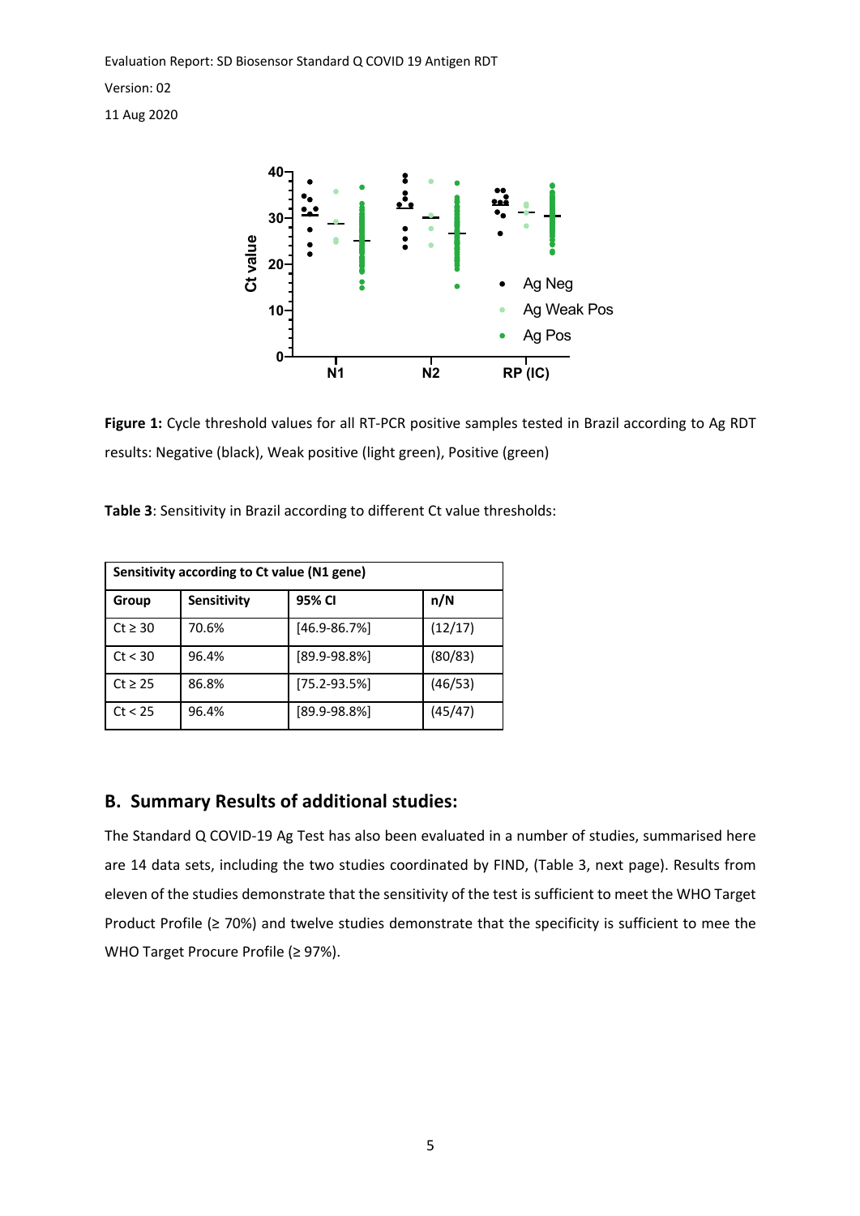**Figure 1:** Cycle threshold values for all RT-PCR positive samples tested in Brazil according to Ag RDT results: Negative (black), Weak positive (light green), Positive (green)

**Table 3**: Sensitivity in Brazil according to different Ct value thresholds:

| **Sensitivity according to Ct value (N1 gene)** | | | |
|---|---|---|---|
| **Group** | **Sensitivity** | **95% CI** | **n/N** |
| Ct ≥ 30 | 70.6% | [46.9-86.7%] | (12/17) |
| Ct < 30 | 96.4% | [89.9-98.8%] | (80/83) |
| Ct ≥ 25 | 86.8% | [75.2-93.5%] | (46/53) |
| Ct < 25 | 96.4% | [89.9-98.8%] | (45/47) |

## B. Summary Results of additional studies:

The Standard Q COVID-19 Ag Test has also been evaluated in a number of studies, summarised here are 14 data sets, including the two studies coordinated by FIND, (Table 3, next page). Results from eleven of the studies demonstrate that the sensitivity of the test is sufficient to meet the WHO Target Product Profile (≥ 70%) and twelve studies demonstrate that the specificity is sufficient to mee the WHO Target Procure Profile (≥ 97%).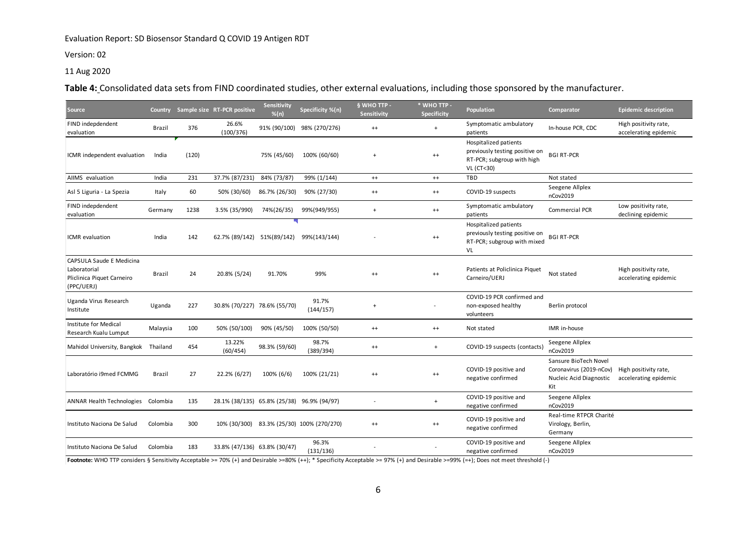Evaluation Report: SD Biosensor Standard Q COVID 19 Antigen RDT

Version: 02

11 Aug 2020

**Table 4:** Consolidated data sets from FIND coordinated studies, other external evaluations, including those sponsored by the manufacturer.

| Source | Country | Sample size | RT-PCR positive | Sensitivity %(n) | Specificity %(n) | § WHO TTP - Sensitivity | * WHO TTP - Specificity | Population | Comparator | Epidemic description |
|---|---|---|---|---|---|---|---|---|---|---|
| FIND indepdendent evaluation | Brazil | 376 | 26.6% (100/376) | 91% (90/100) | 98% (270/276) | ++ | + | Symptomatic ambulatory patients | In-house PCR, CDC | High positivity rate, accelerating epidemic |
| ICMR independent evaluation | India | (120) | | 75% (45/60) | 100% (60/60) | + | ++ | Hospitalized patients previously testing positive on RT-PCR; subgroup with high VL (CT<30) | BGI RT-PCR | |
| AIIMS evaluation | India | 231 | 37.7% (87/231) | 84% (73/87) | 99% (1/144) | ++ | ++ | TBD | Not stated | |
| Asl 5 Liguria - La Spezia | Italy | 60 | 50% (30/60) | 86.7% (26/30) | 90% (27/30) | ++ | ++ | COVID-19 suspects | Seegene Allplex nCov2019 | |
| FIND indepdendent evaluation | Germany | 1238 | 3.5% (35/990) | 74%(26/35) | 99%(949/955) | + | ++ | Symptomatic ambulatory patients | Commercial PCR | Low positivity rate, declining epidemic |
| ICMR evaluation | India | 142 | 62.7% (89/142) | 51%(89/142) | 99%(143/144) | - | ++ | Hospitalized patients previously testing positive on RT-PCR; subgroup with mixed VL | BGI RT-PCR | |
| CAPSULA Saude E Medicina Laboratorial Pliclinica Piquet Carneiro (PPC/UERJ) | Brazil | 24 | 20.8% (5/24) | 91.70% | 99% | ++ | ++ | Patients at Policlinica Piquet Carneiro/UERJ | Not stated | High positivity rate, accelerating epidemic |
| Uganda Virus Research Institute | Uganda | 227 | 30.8% (70/227) | 78.6% (55/70) | 91.7% (144/157) | + | - | COVID-19 PCR confirmed and non-exposed healthy volunteers | Berlin protocol | |
| Institute for Medical Research Kualu Lumput | Malaysia | 100 | 50% (50/100) | 90% (45/50) | 100% (50/50) | ++ | ++ | Not stated | IMR in-house | |
| Mahidol University, Bangkok | Thailand | 454 | 13.22% (60/454) | 98.3% (59/60) | 98.7% (389/394) | ++ | + | COVID-19 suspects (contacts) | Seegene Allplex nCov2019 | |
| Laboratório i9med FCMMG | Brazil | 27 | 22.2% (6/27) | 100% (6/6) | 100% (21/21) | ++ | ++ | COVID-19 positive and negative confirmed | Sansure BioTech Novel Coronavirus (2019-nCov) Nucleic Acid Diagnostic Kit | High positivity rate, accelerating epidemic |
| ANNAR Health Technologies | Colombia | 135 | 28.1% (38/135) | 65.8% (25/38) | 96.9% (94/97) | - | + | COVID-19 positive and negative confirmed | Seegene Allplex nCov2019 | |
| Instituto Naciona De Salud | Colombia | 300 | 10% (30/300) | 83.3% (25/30) | 100% (270/270) | ++ | ++ | COVID-19 positive and negative confirmed | Real-time RTPCR Charité Virology, Berlin, Germany | |
| Instituto Naciona De Salud | Colombia | 183 | 33.8% (47/136) | 63.8% (30/47) | 96.3% (131/136) | - | - | COVID-19 positive and negative confirmed | Seegene Allplex nCov2019 | |

**Footnote:** WHO TTP considers § Sensitivity Acceptable >= 70% (+) and Desirable >=80% (++); * Specificity Acceptable >= 97% (+) and Desirable >=99% (=+); Does not meet threshold (-)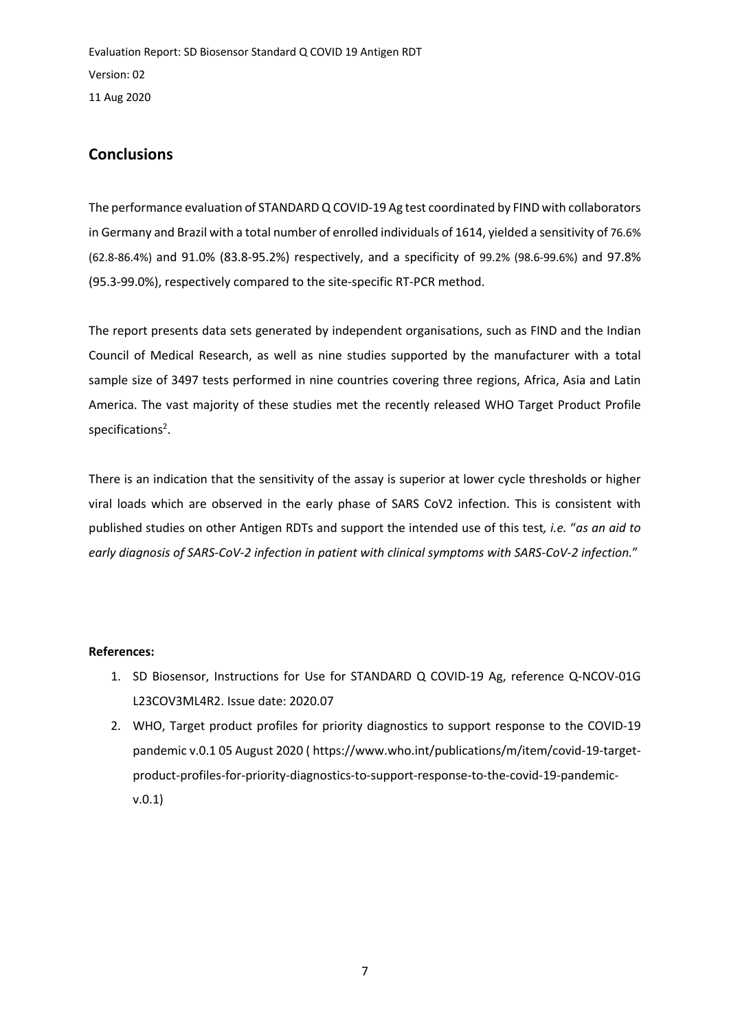## Conclusions

The performance evaluation of STANDARD Q COVID-19 Ag test coordinated by FIND with collaborators in Germany and Brazil with a total number of enrolled individuals of 1614, yielded a sensitivity of 76.6% (62.8-86.4%) and 91.0% (83.8-95.2%) respectively, and a specificity of 99.2% (98.6-99.6%) and 97.8% (95.3-99.0%), respectively compared to the site-specific RT-PCR method.

The report presents data sets generated by independent organisations, such as FIND and the Indian Council of Medical Research, as well as nine studies supported by the manufacturer with a total sample size of 3497 tests performed in nine countries covering three regions, Africa, Asia and Latin America. The vast majority of these studies met the recently released WHO Target Product Profile specifications[2].

There is an indication that the sensitivity of the assay is superior at lower cycle thresholds or higher viral loads which are observed in the early phase of SARS CoV2 infection. This is consistent with published studies on other Antigen RDTs and support the intended use of this test*, i.e.* "*as an aid to early diagnosis of SARS-CoV-2 infection in patient with clinical symptoms with SARS-CoV-2 infection.*"

**References:**

1. SD Biosensor, Instructions for Use for STANDARD Q COVID-19 Ag, reference Q-NCOV-01G L23COV3ML4R2. Issue date: 2020.07
2. WHO, Target product profiles for priority diagnostics to support response to the COVID-19 pandemic v.0.1 05 August 2020 ( https://www.who.int/publications/m/item/covid-19-target-product-profiles-for-priority-diagnostics-to-support-response-to-the-covid-19-pandemic-v.0.1)